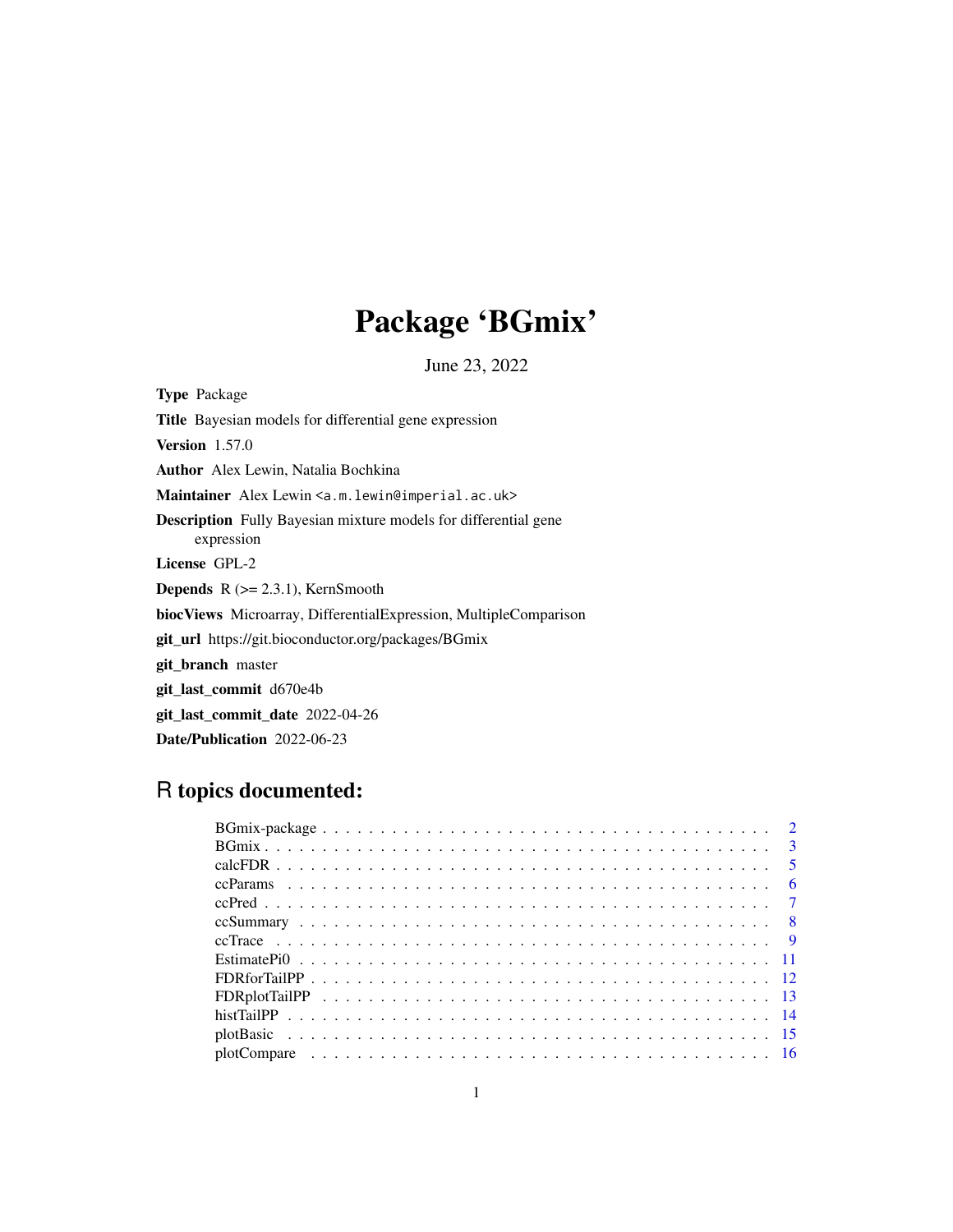# Package 'BGmix'

June 23, 2022

**Type** Package

**Title** Bayesian models for differential gene expression

**Version** 1.57.0

**Author** Alex Lewin, Natalia Bochkina

**Maintainer** Alex Lewin <a.m.lewin@imperial.ac.uk>

**Description** Fully Bayesian mixture models for differential gene expression

**License** GPL-2

**Depends** R (>= 2.3.1), KernSmooth

**biocViews** Microarray, DifferentialExpression, MultipleComparison

**git_url** https://git.bioconductor.org/packages/BGmix

**git_branch** master

**git_last_commit** d670e4b

**git_last_commit_date** 2022-04-26

**Date/Publication** 2022-06-23

## R topics documented:

| | |
|---|---|
| BGmix-package | 2 |
| BGmix | 3 |
| calcFDR | 5 |
| ccParams | 6 |
| ccPred | 7 |
| ccSummary | 8 |
| ccTrace | 9 |
| EstimatePi0 | 11 |
| FDRforTailPP | 12 |
| FDRplotTailPP | 13 |
| histTailPP | 14 |
| plotBasic | 15 |
| plotCompare | 16 |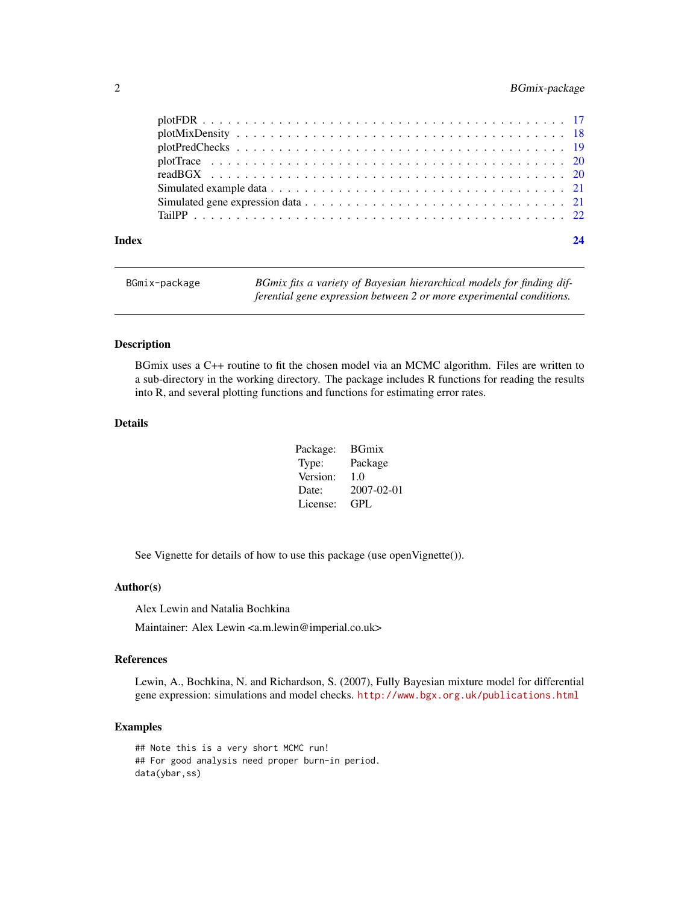| | |
|---|---|
| plotFDR | 17 |
| plotMixDensity | 18 |
| plotPredChecks | 19 |
| plotTrace | 20 |
| readBGX | 20 |
| Simulated example data | 21 |
| Simulated gene expression data | 21 |
| TailPP | 22 |

**Index** **24**

---

`BGmix-package` *BGmix fits a variety of Bayesian hierarchical models for finding differential gene expression between 2 or more experimental conditions.*

---

## Description

BGmix uses a C++ routine to fit the chosen model via an MCMC algorithm. Files are written to a sub-directory in the working directory. The package includes R functions for reading the results into R, and several plotting functions and functions for estimating error rates.

## Details

| | |
|---|---|
| Package: | BGmix |
| Type: | Package |
| Version: | 1.0 |
| Date: | 2007-02-01 |
| License: | GPL |

See Vignette for details of how to use this package (use openVignette()).

## Author(s)

Alex Lewin and Natalia Bochkina

Maintainer: Alex Lewin <a.m.lewin@imperial.co.uk>

## References

Lewin, A., Bochkina, N. and Richardson, S. (2007), Fully Bayesian mixture model for differential gene expression: simulations and model checks. http://www.bgx.org.uk/publications.html

## Examples

```
## Note this is a very short MCMC run!
## For good analysis need proper burn-in period.
data(ybar,ss)
```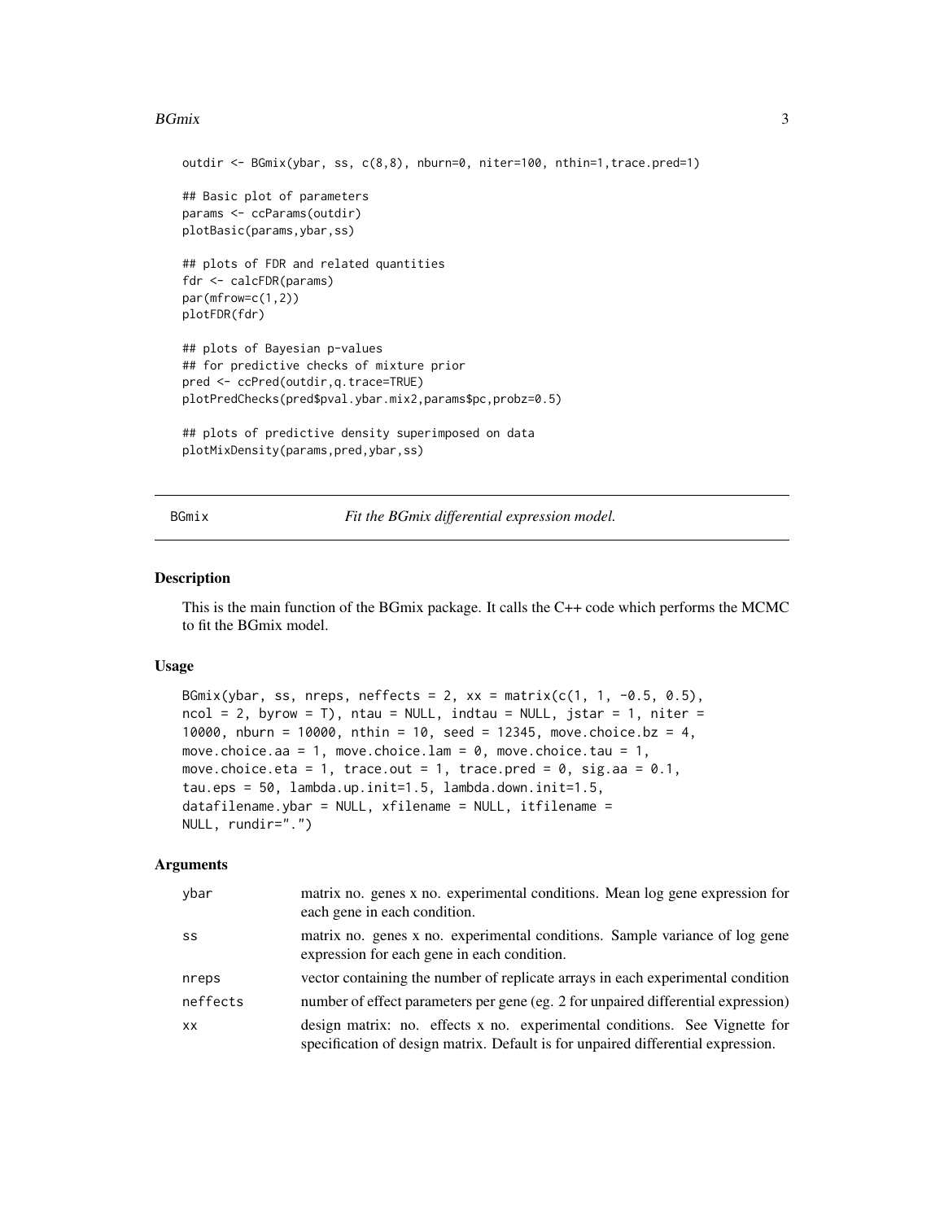```
outdir <- BGmix(ybar, ss, c(8,8), nburn=0, niter=100, nthin=1,trace.pred=1)

## Basic plot of parameters
params <- ccParams(outdir)
plotBasic(params,ybar,ss)

## plots of FDR and related quantities
fdr <- calcFDR(params)
par(mfrow=c(1,2))
plotFDR(fdr)

## plots of Bayesian p-values
## for predictive checks of mixture prior
pred <- ccPred(outdir,q.trace=TRUE)
plotPredChecks(pred$pval.ybar.mix2,params$pc,probz=0.5)

## plots of predictive density superimposed on data
plotMixDensity(params,pred,ybar,ss)
```

---

BGmix — *Fit the BGmix differential expression model.*

---

## Description

This is the main function of the BGmix package. It calls the C++ code which performs the MCMC to fit the BGmix model.

## Usage

```
BGmix(ybar, ss, nreps, neffects = 2, xx = matrix(c(1, 1, -0.5, 0.5),
ncol = 2, byrow = T), ntau = NULL, indtau = NULL, jstar = 1, niter =
10000, nburn = 10000, nthin = 10, seed = 12345, move.choice.bz = 4,
move.choice.aa = 1, move.choice.lam = 0, move.choice.tau = 1,
move.choice.eta = 1, trace.out = 1, trace.pred = 0, sig.aa = 0.1,
tau.eps = 50, lambda.up.init=1.5, lambda.down.init=1.5,
datafilename.ybar = NULL, xfilename = NULL, itfilename =
NULL, rundir=".")
```

## Arguments

| | |
|---|---|
| ybar | matrix no. genes x no. experimental conditions. Mean log gene expression for each gene in each condition. |
| ss | matrix no. genes x no. experimental conditions. Sample variance of log gene expression for each gene in each condition. |
| nreps | vector containing the number of replicate arrays in each experimental condition |
| neffects | number of effect parameters per gene (eg. 2 for unpaired differential expression) |
| xx | design matrix: no. effects x no. experimental conditions. See Vignette for specification of design matrix. Default is for unpaired differential expression. |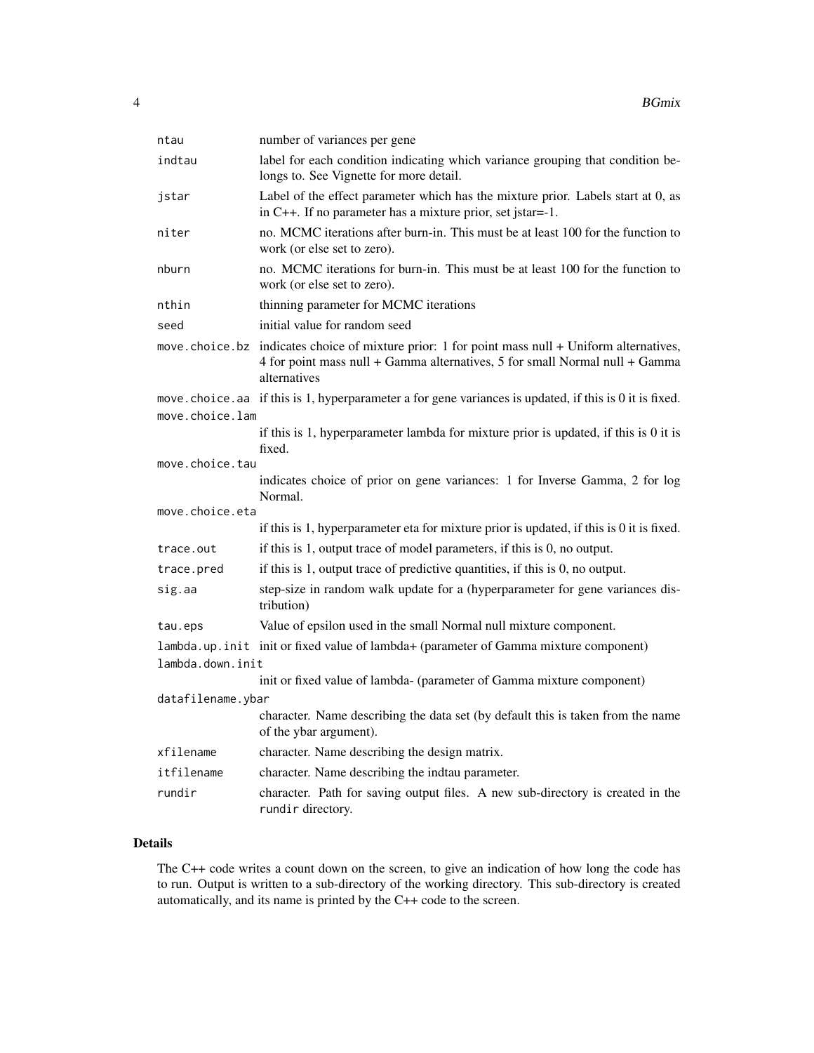| | |
|---|---|
| ntau | number of variances per gene |
| indtau | label for each condition indicating which variance grouping that condition belongs to. See Vignette for more detail. |
| jstar | Label of the effect parameter which has the mixture prior. Labels start at 0, as in C++. If no parameter has a mixture prior, set jstar=-1. |
| niter | no. MCMC iterations after burn-in. This must be at least 100 for the function to work (or else set to zero). |
| nburn | no. MCMC iterations for burn-in. This must be at least 100 for the function to work (or else set to zero). |
| nthin | thinning parameter for MCMC iterations |
| seed | initial value for random seed |
| move.choice.bz | indicates choice of mixture prior: 1 for point mass null + Uniform alternatives, 4 for point mass null + Gamma alternatives, 5 for small Normal null + Gamma alternatives |
| move.choice.aa | if this is 1, hyperparameter a for gene variances is updated, if this is 0 it is fixed. |
| move.choice.lam | if this is 1, hyperparameter lambda for mixture prior is updated, if this is 0 it is fixed. |
| move.choice.tau | indicates choice of prior on gene variances: 1 for Inverse Gamma, 2 for log Normal. |
| move.choice.eta | if this is 1, hyperparameter eta for mixture prior is updated, if this is 0 it is fixed. |
| trace.out | if this is 1, output trace of model parameters, if this is 0, no output. |
| trace.pred | if this is 1, output trace of predictive quantities, if this is 0, no output. |
| sig.aa | step-size in random walk update for a (hyperparameter for gene variances distribution) |
| tau.eps | Value of epsilon used in the small Normal null mixture component. |
| lambda.up.init | init or fixed value of lambda+ (parameter of Gamma mixture component) |
| lambda.down.init | init or fixed value of lambda- (parameter of Gamma mixture component) |
| datafilename.ybar | character. Name describing the data set (by default this is taken from the name of the ybar argument). |
| xfilename | character. Name describing the design matrix. |
| itfilename | character. Name describing the indtau parameter. |
| rundir | character. Path for saving output files. A new sub-directory is created in the `rundir` directory. |

## Details

The C++ code writes a count down on the screen, to give an indication of how long the code has to run. Output is written to a sub-directory of the working directory. This sub-directory is created automatically, and its name is printed by the C++ code to the screen.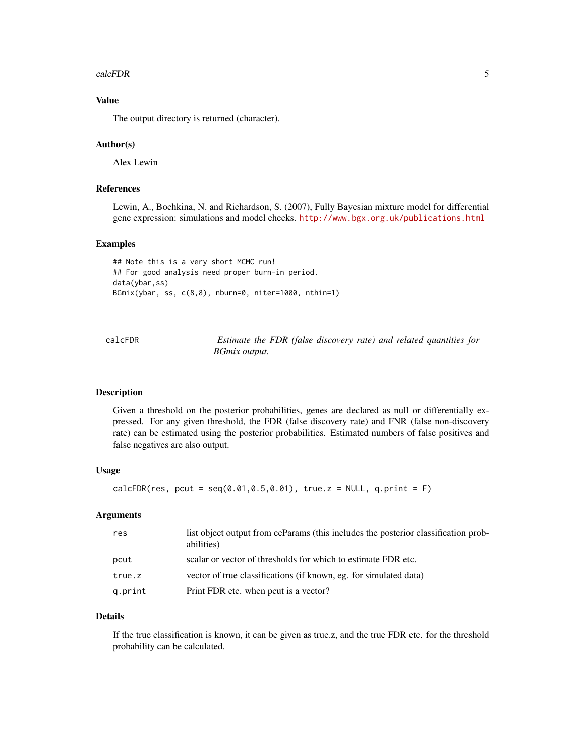### Value

The output directory is returned (character).

### Author(s)

Alex Lewin

### References

Lewin, A., Bochkina, N. and Richardson, S. (2007), Fully Bayesian mixture model for differential gene expression: simulations and model checks. http://www.bgx.org.uk/publications.html

### Examples

```
## Note this is a very short MCMC run!
## For good analysis need proper burn-in period.
data(ybar,ss)
BGmix(ybar, ss, c(8,8), nburn=0, niter=1000, nthin=1)
```

---

## calcFDR — *Estimate the FDR (false discovery rate) and related quantities for BGmix output.*

---

### Description

Given a threshold on the posterior probabilities, genes are declared as null or differentially expressed. For any given threshold, the FDR (false discovery rate) and FNR (false non-discovery rate) can be estimated using the posterior probabilities. Estimated numbers of false positives and false negatives are also output.

### Usage

```
calcFDR(res, pcut = seq(0.01,0.5,0.01), true.z = NULL, q.print = F)
```

### Arguments

| | |
|---|---|
| `res` | list object output from ccParams (this includes the posterior classification probabilities) |
| `pcut` | scalar or vector of thresholds for which to estimate FDR etc. |
| `true.z` | vector of true classifications (if known, eg. for simulated data) |
| `q.print` | Print FDR etc. when pcut is a vector? |

### Details

If the true classification is known, it can be given as true.z, and the true FDR etc. for the threshold probability can be calculated.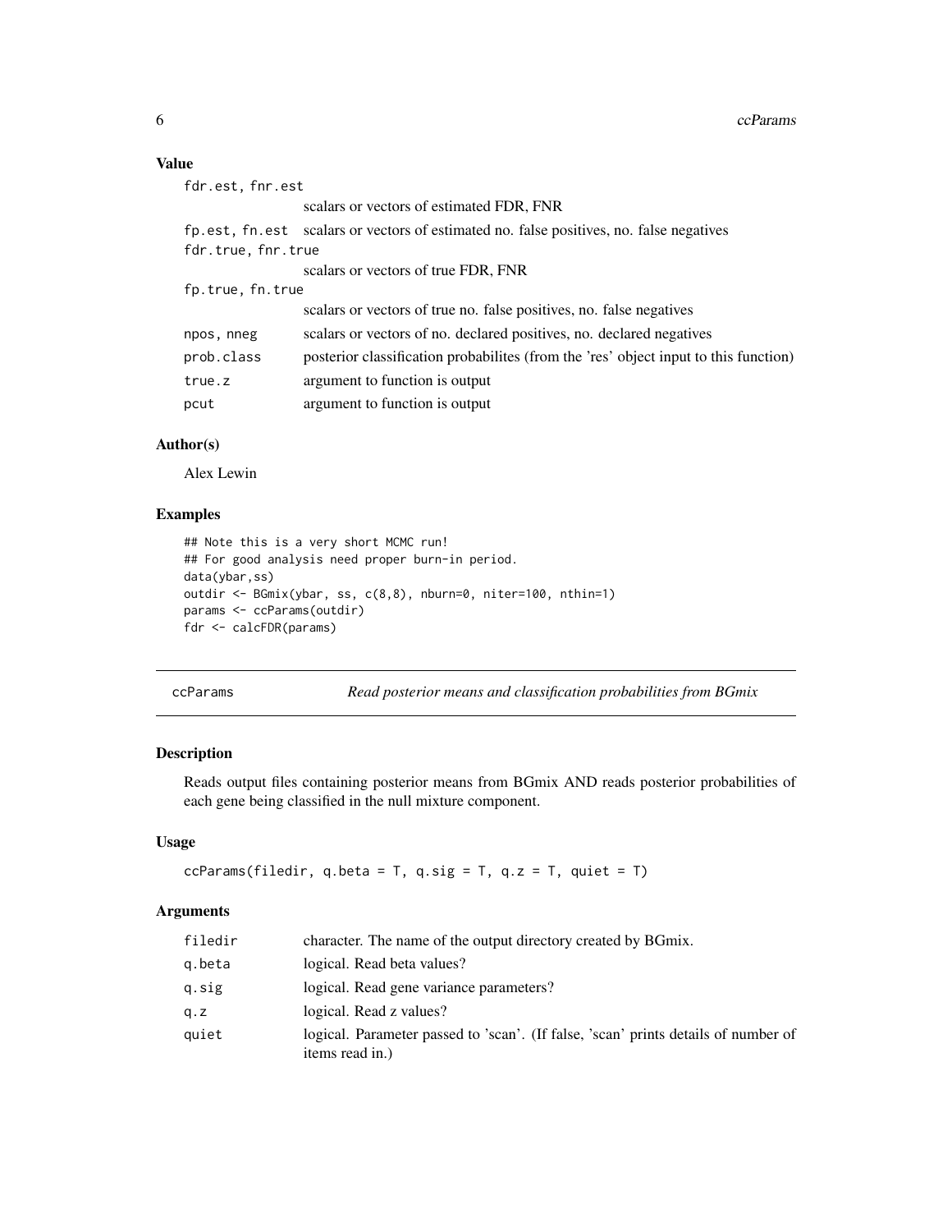## Value

| | |
|---|---|
| `fdr.est, fnr.est` | scalars or vectors of estimated FDR, FNR |
| `fp.est, fn.est` | scalars or vectors of estimated no. false positives, no. false negatives |
| `fdr.true, fnr.true` | scalars or vectors of true FDR, FNR |
| `fp.true, fn.true` | scalars or vectors of true no. false positives, no. false negatives |
| `npos, nneg` | scalars or vectors of no. declared positives, no. declared negatives |
| `prob.class` | posterior classification probabilites (from the 'res' object input to this function) |
| `true.z` | argument to function is output |
| `pcut` | argument to function is output |

## Author(s)

Alex Lewin

## Examples

```
## Note this is a very short MCMC run!
## For good analysis need proper burn-in period.
data(ybar,ss)
outdir <- BGmix(ybar, ss, c(8,8), nburn=0, niter=100, nthin=1)
params <- ccParams(outdir)
fdr <- calcFDR(params)
```

---

# ccParams — *Read posterior means and classification probabilities from BGmix*

## Description

Reads output files containing posterior means from BGmix AND reads posterior probabilities of each gene being classified in the null mixture component.

## Usage

```
ccParams(filedir, q.beta = T, q.sig = T, q.z = T, quiet = T)
```

## Arguments

| | |
|---|---|
| `filedir` | character. The name of the output directory created by BGmix. |
| `q.beta` | logical. Read beta values? |
| `q.sig` | logical. Read gene variance parameters? |
| `q.z` | logical. Read z values? |
| `quiet` | logical. Parameter passed to 'scan'. (If false, 'scan' prints details of number of items read in.) |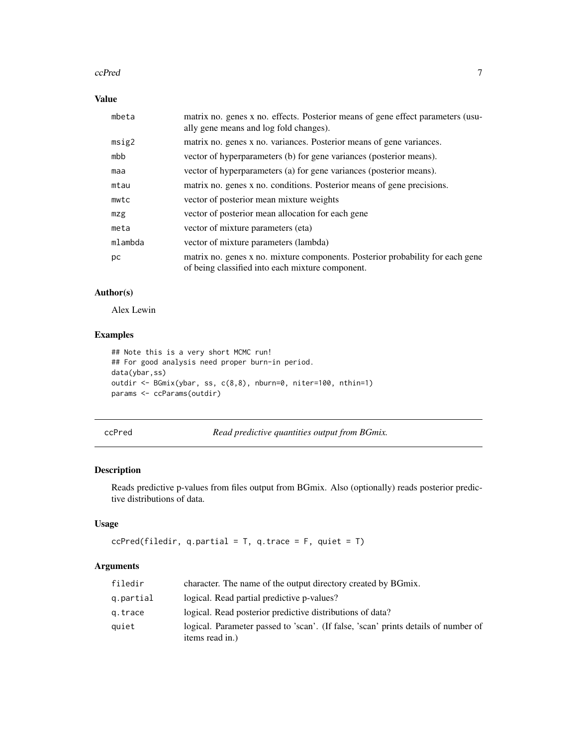### Value

| | |
|---|---|
| mbeta | matrix no. genes x no. effects. Posterior means of gene effect parameters (usually gene means and log fold changes). |
| msig2 | matrix no. genes x no. variances. Posterior means of gene variances. |
| mbb | vector of hyperparameters (b) for gene variances (posterior means). |
| maa | vector of hyperparameters (a) for gene variances (posterior means). |
| mtau | matrix no. genes x no. conditions. Posterior means of gene precisions. |
| mwtc | vector of posterior mean mixture weights |
| mzg | vector of posterior mean allocation for each gene |
| meta | vector of mixture parameters (eta) |
| mlambda | vector of mixture parameters (lambda) |
| pc | matrix no. genes x no. mixture components. Posterior probability for each gene of being classified into each mixture component. |

### Author(s)

Alex Lewin

### Examples

```
## Note this is a very short MCMC run!
## For good analysis need proper burn-in period.
data(ybar,ss)
outdir <- BGmix(ybar, ss, c(8,8), nburn=0, niter=100, nthin=1)
params <- ccParams(outdir)
```

---

## ccPred — *Read predictive quantities output from BGmix.*

### Description

Reads predictive p-values from files output from BGmix. Also (optionally) reads posterior predictive distributions of data.

### Usage

```
ccPred(filedir, q.partial = T, q.trace = F, quiet = T)
```

### Arguments

| | |
|---|---|
| filedir | character. The name of the output directory created by BGmix. |
| q.partial | logical. Read partial predictive p-values? |
| q.trace | logical. Read posterior predictive distributions of data? |
| quiet | logical. Parameter passed to 'scan'. (If false, 'scan' prints details of number of items read in.) |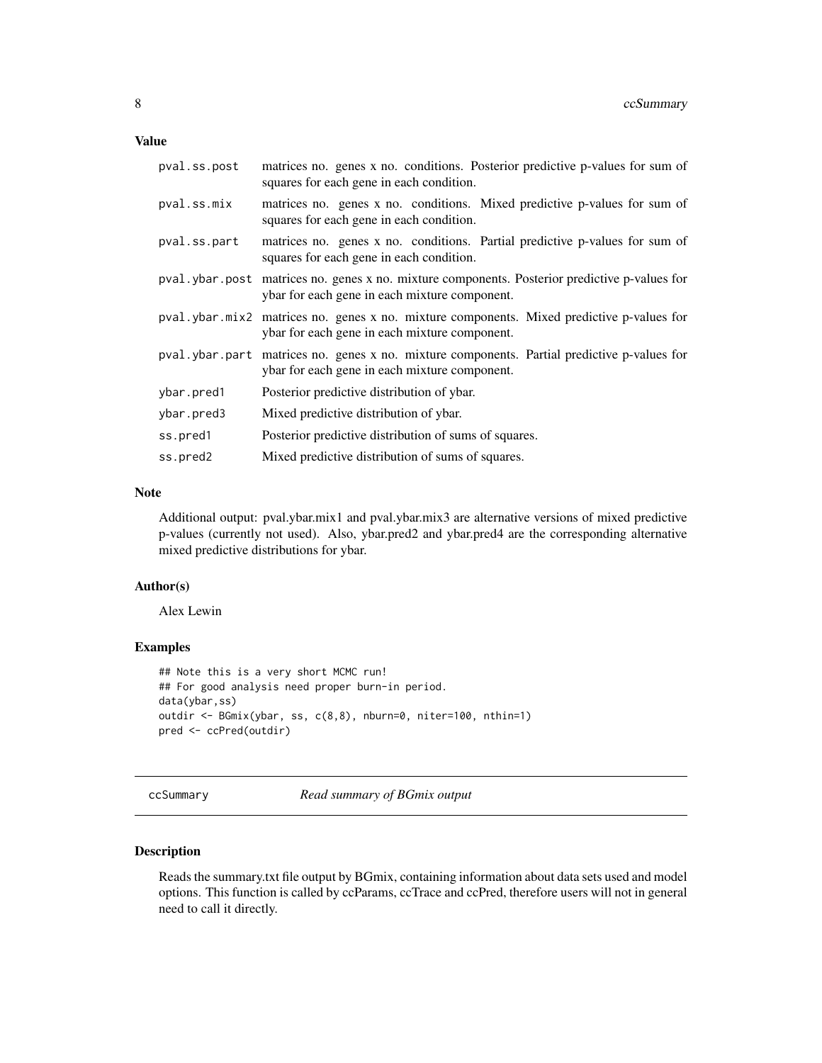### Value

| | |
|---|---|
| `pval.ss.post` | matrices no. genes x no. conditions. Posterior predictive p-values for sum of squares for each gene in each condition. |
| `pval.ss.mix` | matrices no. genes x no. conditions. Mixed predictive p-values for sum of squares for each gene in each condition. |
| `pval.ss.part` | matrices no. genes x no. conditions. Partial predictive p-values for sum of squares for each gene in each condition. |
| `pval.ybar.post` | matrices no. genes x no. mixture components. Posterior predictive p-values for ybar for each gene in each mixture component. |
| `pval.ybar.mix2` | matrices no. genes x no. mixture components. Mixed predictive p-values for ybar for each gene in each mixture component. |
| `pval.ybar.part` | matrices no. genes x no. mixture components. Partial predictive p-values for ybar for each gene in each mixture component. |
| `ybar.pred1` | Posterior predictive distribution of ybar. |
| `ybar.pred3` | Mixed predictive distribution of ybar. |
| `ss.pred1` | Posterior predictive distribution of sums of squares. |
| `ss.pred2` | Mixed predictive distribution of sums of squares. |

### Note

Additional output: pval.ybar.mix1 and pval.ybar.mix3 are alternative versions of mixed predictive p-values (currently not used). Also, ybar.pred2 and ybar.pred4 are the corresponding alternative mixed predictive distributions for ybar.

### Author(s)

Alex Lewin

### Examples

```
## Note this is a very short MCMC run!
## For good analysis need proper burn-in period.
data(ybar,ss)
outdir <- BGmix(ybar, ss, c(8,8), nburn=0, niter=100, nthin=1)
pred <- ccPred(outdir)
```

---

## ccSummary — *Read summary of BGmix output*

### Description

Reads the summary.txt file output by BGmix, containing information about data sets used and model options. This function is called by ccParams, ccTrace and ccPred, therefore users will not in general need to call it directly.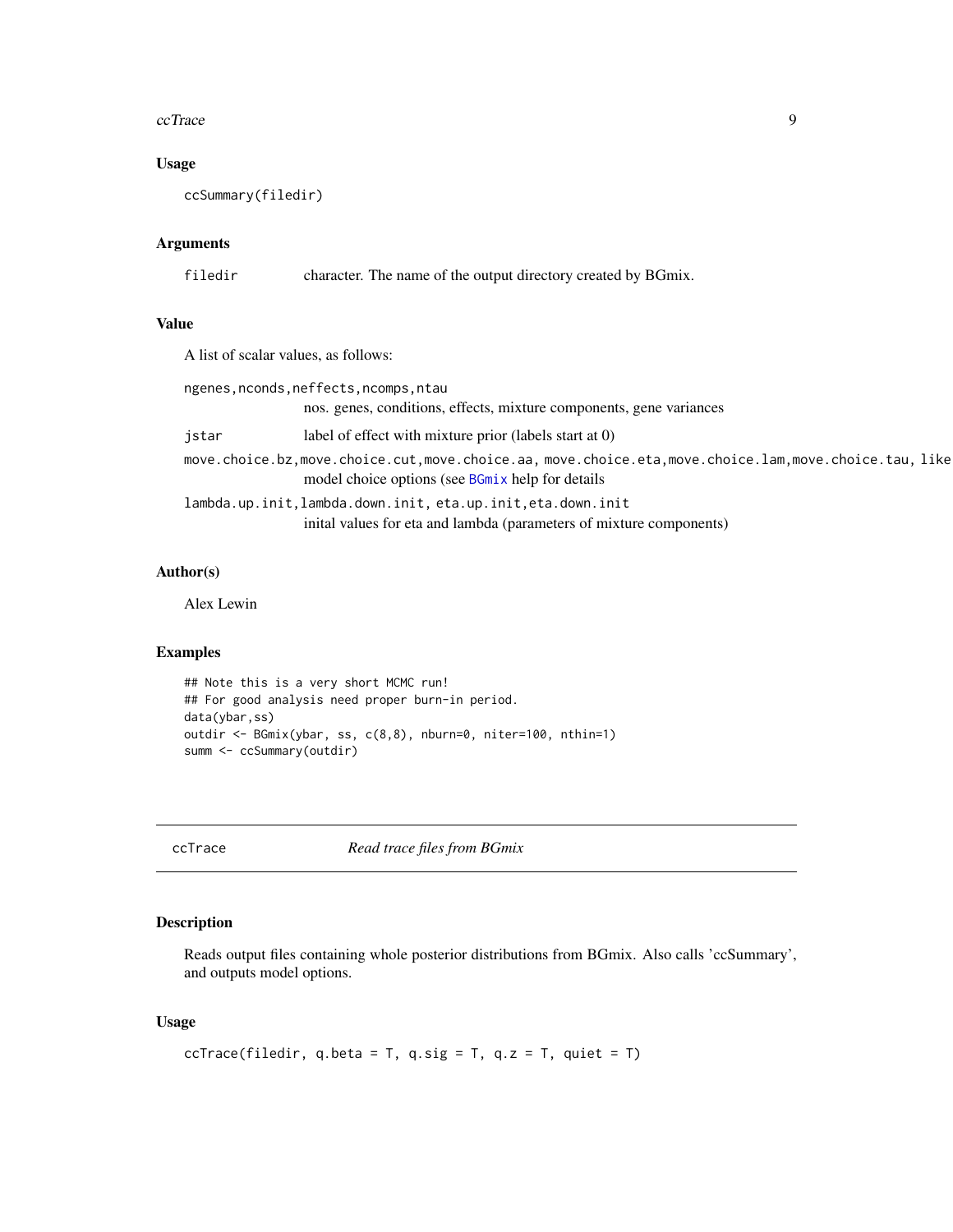### Usage

```
ccSummary(filedir)
```

### Arguments

filedir — character. The name of the output directory created by BGmix.

### Value

A list of scalar values, as follows:

`ngenes,nconds,neffects,ncomps,ntau`
: nos. genes, conditions, effects, mixture components, gene variances

`jstar`
: label of effect with mixture prior (labels start at 0)

`move.choice.bz,move.choice.cut,move.choice.aa, move.choice.eta,move.choice.lam,move.choice.tau, like`
: model choice options (see BGmix help for details

`lambda.up.init,lambda.down.init, eta.up.init,eta.down.init`
: inital values for eta and lambda (parameters of mixture components)

### Author(s)

Alex Lewin

### Examples

```
## Note this is a very short MCMC run!
## For good analysis need proper burn-in period.
data(ybar,ss)
outdir <- BGmix(ybar, ss, c(8,8), nburn=0, niter=100, nthin=1)
summ <- ccSummary(outdir)
```

---

## ccTrace — *Read trace files from BGmix*

### Description

Reads output files containing whole posterior distributions from BGmix. Also calls 'ccSummary', and outputs model options.

### Usage

```
ccTrace(filedir, q.beta = T, q.sig = T, q.z = T, quiet = T)
```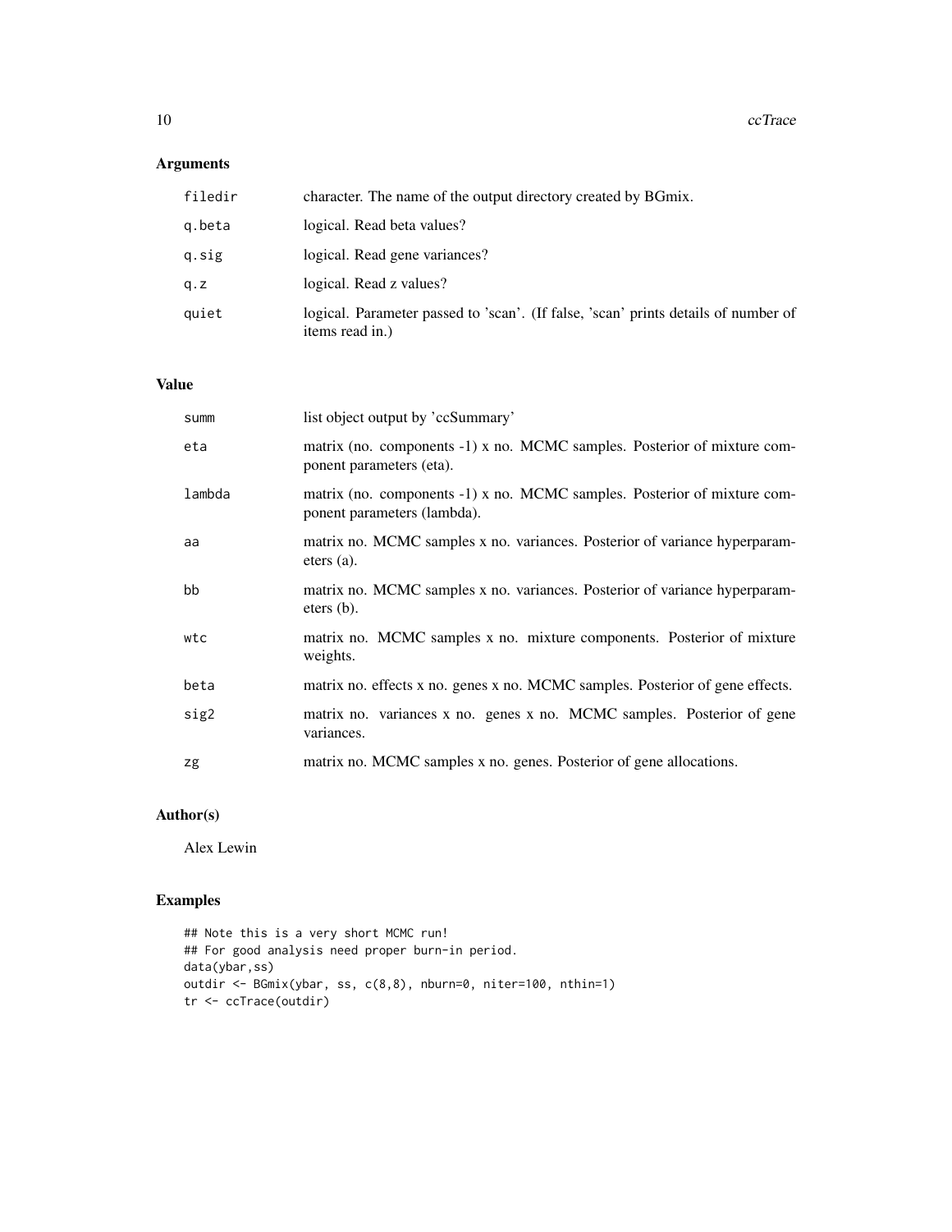## Arguments

| | |
|---|---|
| filedir | character. The name of the output directory created by BGmix. |
| q.beta | logical. Read beta values? |
| q.sig | logical. Read gene variances? |
| q.z | logical. Read z values? |
| quiet | logical. Parameter passed to 'scan'. (If false, 'scan' prints details of number of items read in.) |

## Value

| | |
|---|---|
| summ | list object output by 'ccSummary' |
| eta | matrix (no. components -1) x no. MCMC samples. Posterior of mixture component parameters (eta). |
| lambda | matrix (no. components -1) x no. MCMC samples. Posterior of mixture component parameters (lambda). |
| aa | matrix no. MCMC samples x no. variances. Posterior of variance hyperparameters (a). |
| bb | matrix no. MCMC samples x no. variances. Posterior of variance hyperparameters (b). |
| wtc | matrix no. MCMC samples x no. mixture components. Posterior of mixture weights. |
| beta | matrix no. effects x no. genes x no. MCMC samples. Posterior of gene effects. |
| sig2 | matrix no. variances x no. genes x no. MCMC samples. Posterior of gene variances. |
| zg | matrix no. MCMC samples x no. genes. Posterior of gene allocations. |

## Author(s)

Alex Lewin

## Examples

```
## Note this is a very short MCMC run!
## For good analysis need proper burn-in period.
data(ybar,ss)
outdir <- BGmix(ybar, ss, c(8,8), nburn=0, niter=100, nthin=1)
tr <- ccTrace(outdir)
```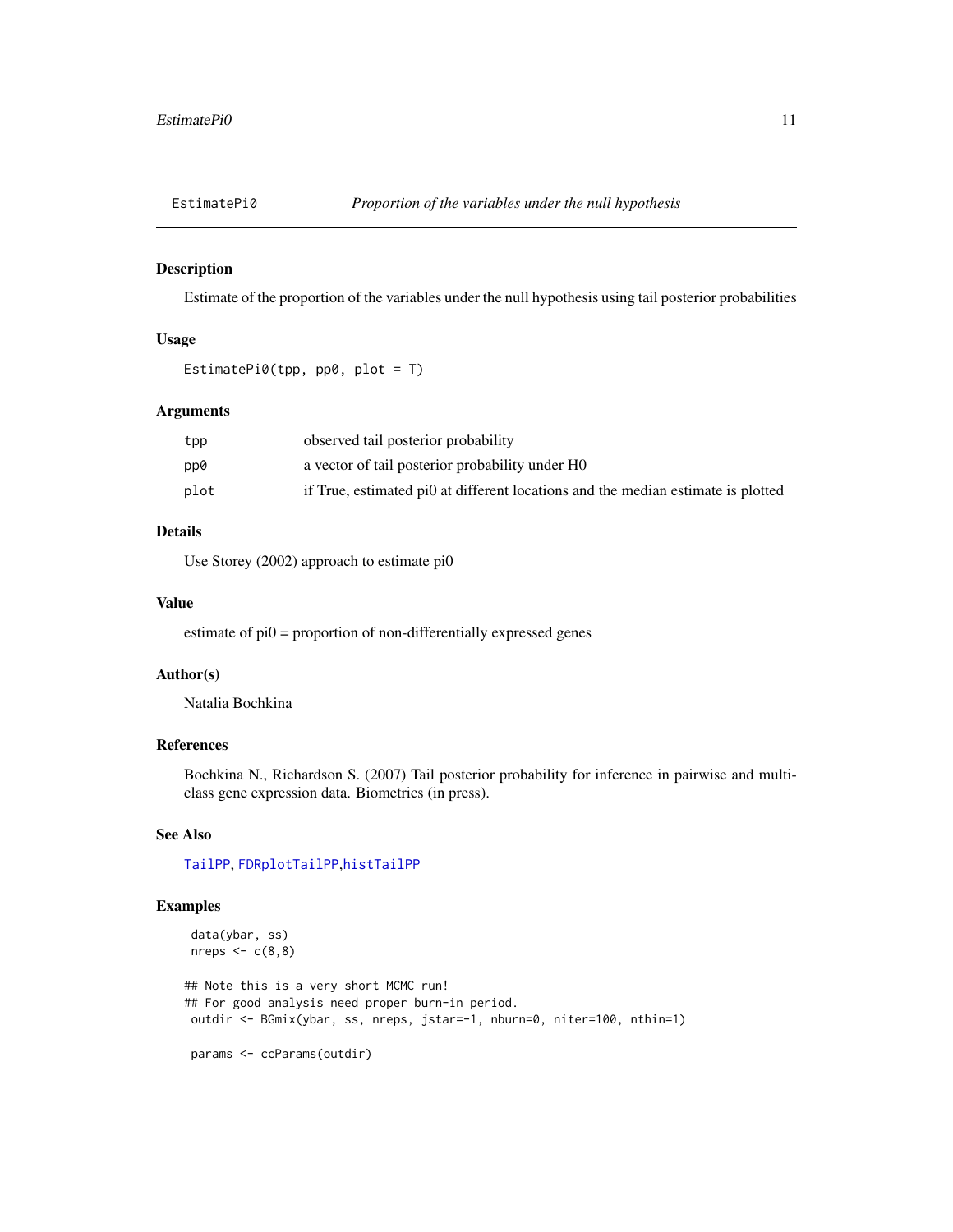# EstimatePi0 — *Proportion of the variables under the null hypothesis*

## Description

Estimate of the proportion of the variables under the null hypothesis using tail posterior probabilities

## Usage

```
EstimatePi0(tpp, pp0, plot = T)
```

## Arguments

| | |
|---|---|
| `tpp` | observed tail posterior probability |
| `pp0` | a vector of tail posterior probability under H0 |
| `plot` | if True, estimated pi0 at different locations and the median estimate is plotted |

## Details

Use Storey (2002) approach to estimate pi0

## Value

estimate of pi0 = proportion of non-differentially expressed genes

## Author(s)

Natalia Bochkina

## References

Bochkina N., Richardson S. (2007) Tail posterior probability for inference in pairwise and multi-class gene expression data. Biometrics (in press).

## See Also

TailPP, FDRplotTailPP, histTailPP

## Examples

```
 data(ybar, ss)
 nreps <- c(8,8)

## Note this is a very short MCMC run!
## For good analysis need proper burn-in period.
 outdir <- BGmix(ybar, ss, nreps, jstar=-1, nburn=0, niter=100, nthin=1)

 params <- ccParams(outdir)
```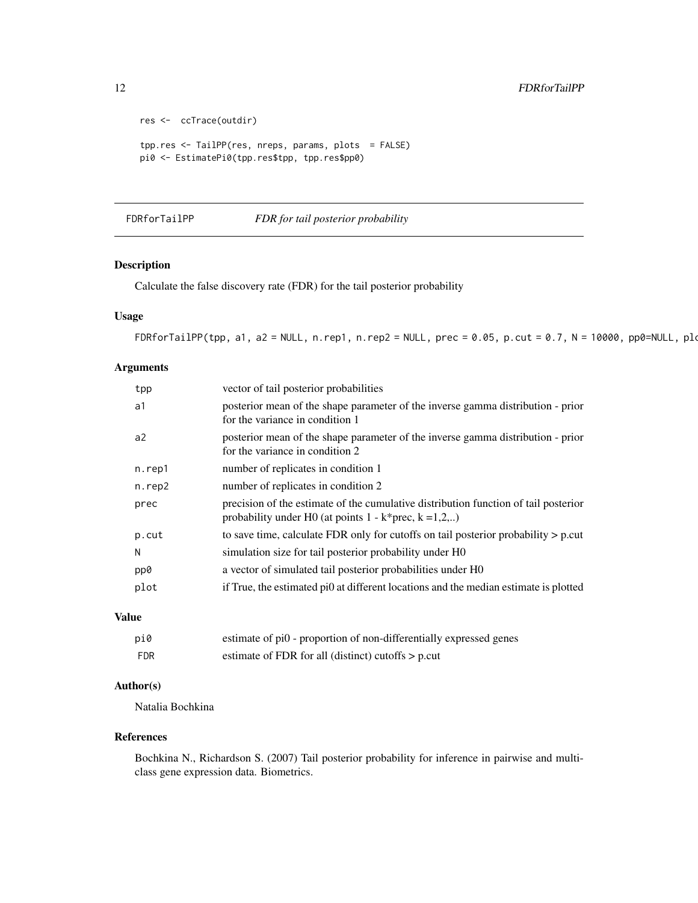```
res <-  ccTrace(outdir)

tpp.res <- TailPP(res, nreps, params, plots  = FALSE)
pi0 <- EstimatePi0(tpp.res$tpp, tpp.res$pp0)
```

## FDRforTailPP &nbsp;&nbsp;&nbsp; *FDR for tail posterior probability*

### Description

Calculate the false discovery rate (FDR) for the tail posterior probability

### Usage

```
FDRforTailPP(tpp, a1, a2 = NULL, n.rep1, n.rep2 = NULL, prec = 0.05, p.cut = 0.7, N = 10000, pp0=NULL, plo
```

### Arguments

| | |
|---|---|
| tpp | vector of tail posterior probabilities |
| a1 | posterior mean of the shape parameter of the inverse gamma distribution - prior for the variance in condition 1 |
| a2 | posterior mean of the shape parameter of the inverse gamma distribution - prior for the variance in condition 2 |
| n.rep1 | number of replicates in condition 1 |
| n.rep2 | number of replicates in condition 2 |
| prec | precision of the estimate of the cumulative distribution function of tail posterior probability under H0 (at points 1 - k*prec, k =1,2,..) |
| p.cut | to save time, calculate FDR only for cutoffs on tail posterior probability > p.cut |
| N | simulation size for tail posterior probability under H0 |
| pp0 | a vector of simulated tail posterior probabilities under H0 |
| plot | if True, the estimated pi0 at different locations and the median estimate is plotted |

### Value

| | |
|---|---|
| pi0 | estimate of pi0 - proportion of non-differentially expressed genes |
| FDR | estimate of FDR for all (distinct) cutoffs > p.cut |

### Author(s)

Natalia Bochkina

### References

Bochkina N., Richardson S. (2007) Tail posterior probability for inference in pairwise and multiclass gene expression data. Biometrics.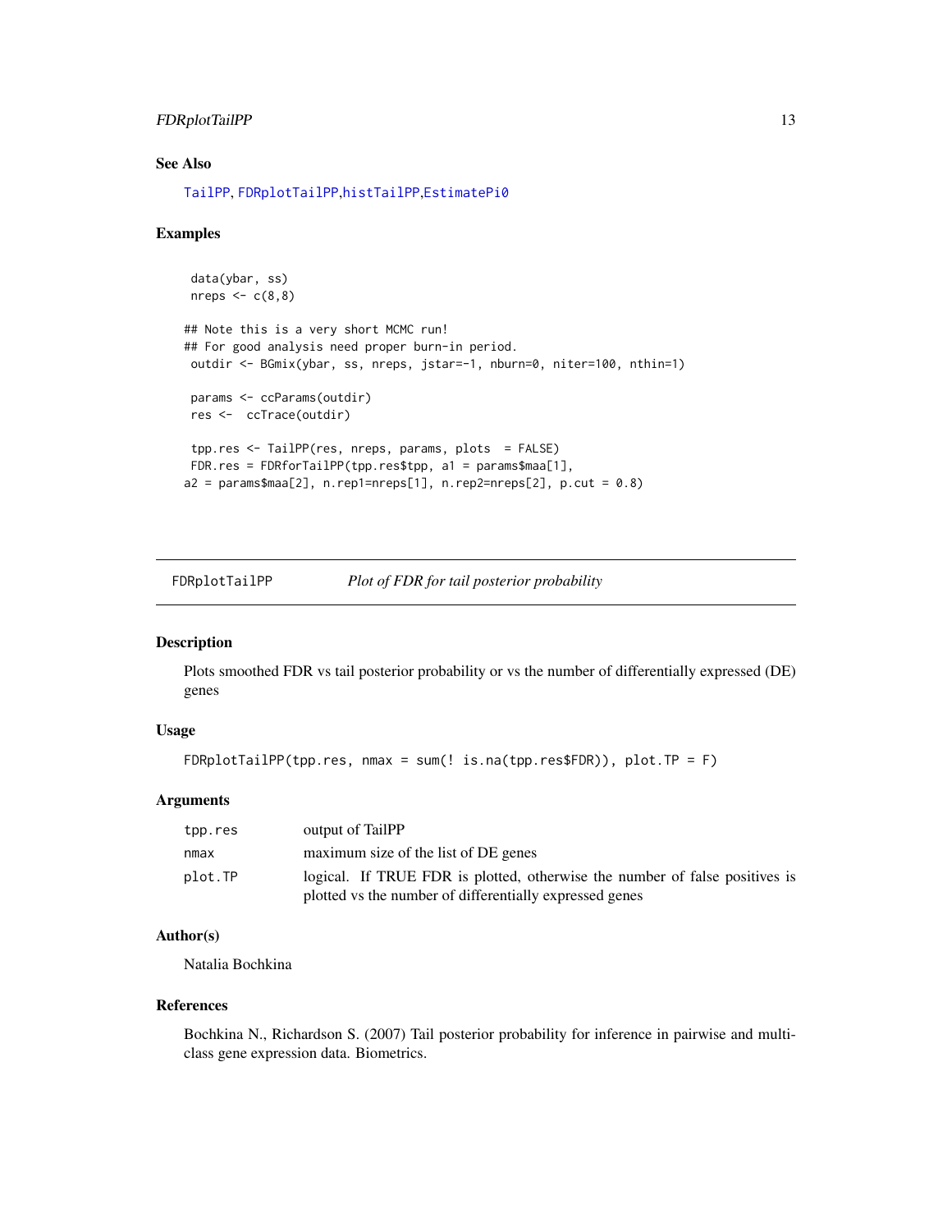### See Also

TailPP, FDRplotTailPP, histTailPP, EstimatePi0

### Examples

```
 data(ybar, ss)
 nreps <- c(8,8)

## Note this is a very short MCMC run!
## For good analysis need proper burn-in period.
 outdir <- BGmix(ybar, ss, nreps, jstar=-1, nburn=0, niter=100, nthin=1)

 params <- ccParams(outdir)
 res <-  ccTrace(outdir)

 tpp.res <- TailPP(res, nreps, params, plots  = FALSE)
 FDR.res = FDRforTailPP(tpp.res$tpp, a1 = params$maa[1],
a2 = params$maa[2], n.rep1=nreps[1], n.rep2=nreps[2], p.cut = 0.8)
```

---

## FDRplotTailPP *Plot of FDR for tail posterior probability*

### Description

Plots smoothed FDR vs tail posterior probability or vs the number of differentially expressed (DE) genes

### Usage

```
FDRplotTailPP(tpp.res, nmax = sum(! is.na(tpp.res$FDR)), plot.TP = F)
```

### Arguments

| | |
|---|---|
| tpp.res | output of TailPP |
| nmax | maximum size of the list of DE genes |
| plot.TP | logical. If TRUE FDR is plotted, otherwise the number of false positives is plotted vs the number of differentially expressed genes |

### Author(s)

Natalia Bochkina

### References

Bochkina N., Richardson S. (2007) Tail posterior probability for inference in pairwise and multiclass gene expression data. Biometrics.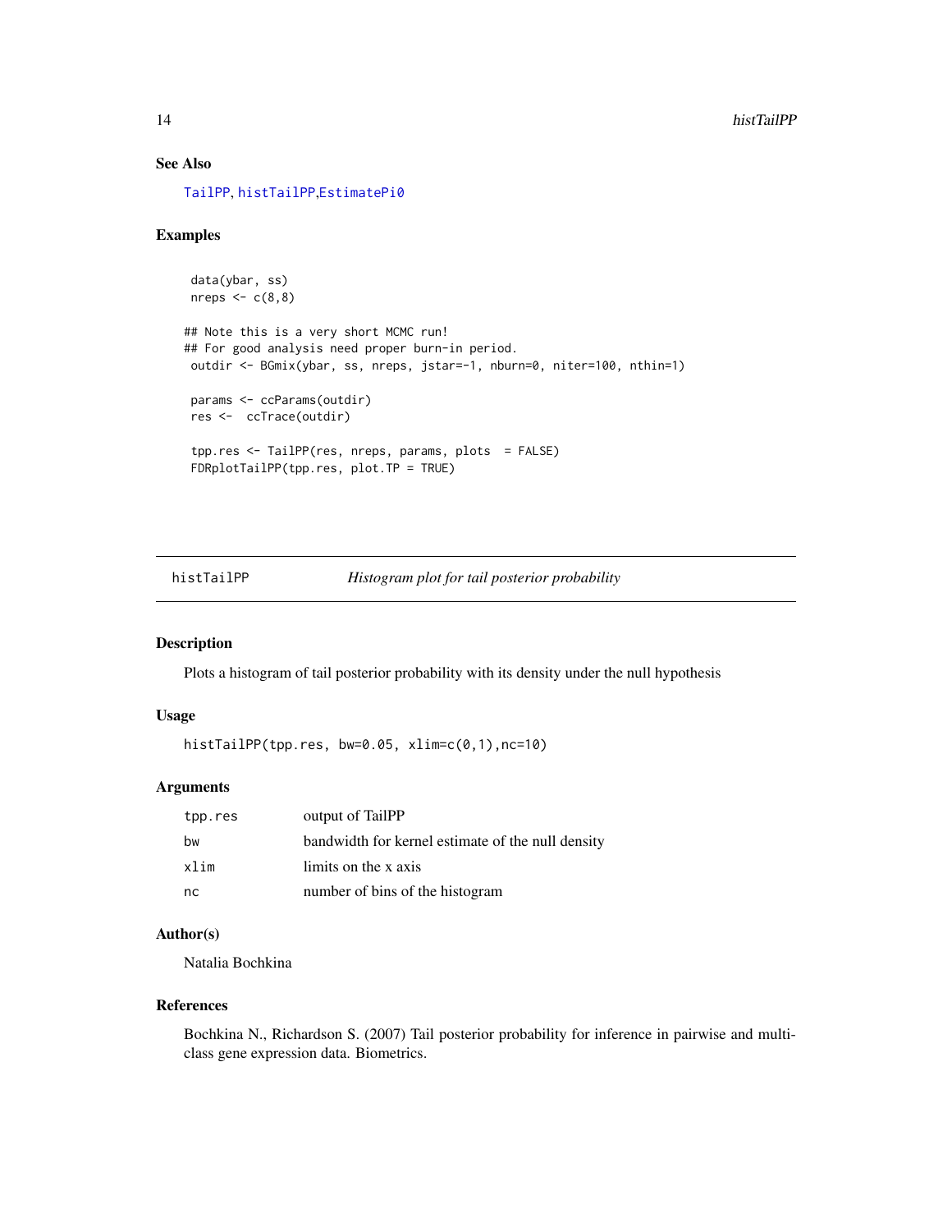### See Also

TailPP, histTailPP,EstimatePi0

### Examples

```
 data(ybar, ss)
 nreps <- c(8,8)

## Note this is a very short MCMC run!
## For good analysis need proper burn-in period.
 outdir <- BGmix(ybar, ss, nreps, jstar=-1, nburn=0, niter=100, nthin=1)

 params <- ccParams(outdir)
 res <-  ccTrace(outdir)

 tpp.res <- TailPP(res, nreps, params, plots  = FALSE)
 FDRplotTailPP(tpp.res, plot.TP = TRUE)
```

---

## histTailPP *Histogram plot for tail posterior probability*

### Description

Plots a histogram of tail posterior probability with its density under the null hypothesis

### Usage

```
histTailPP(tpp.res, bw=0.05, xlim=c(0,1),nc=10)
```

### Arguments

| | |
|---|---|
| tpp.res | output of TailPP |
| bw | bandwidth for kernel estimate of the null density |
| xlim | limits on the x axis |
| nc | number of bins of the histogram |

### Author(s)

Natalia Bochkina

### References

Bochkina N., Richardson S. (2007) Tail posterior probability for inference in pairwise and multi-class gene expression data. Biometrics.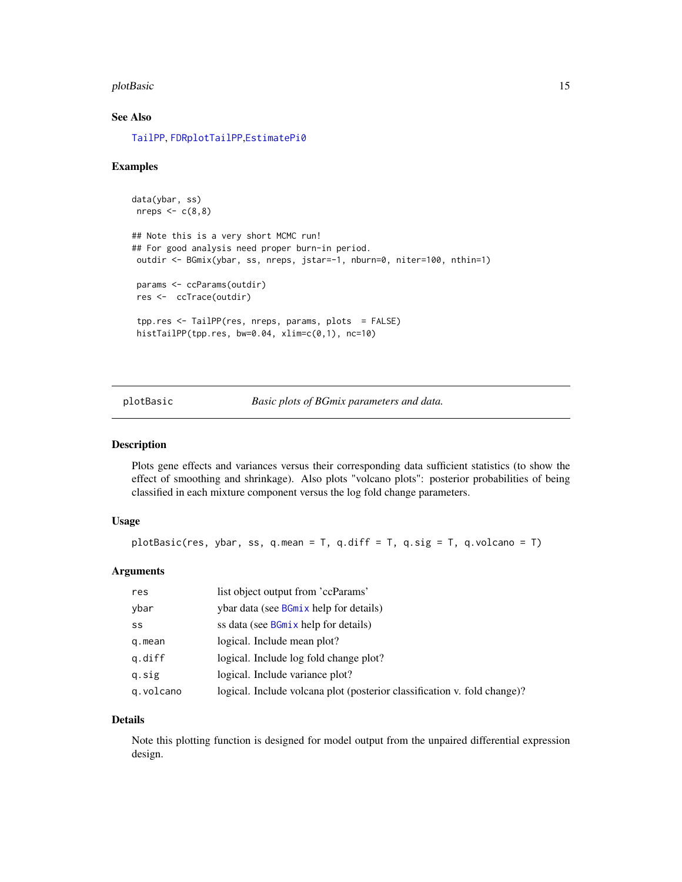## See Also

TailPP, FDRplotTailPP,EstimatePi0

## Examples

```
data(ybar, ss)
 nreps <- c(8,8)

## Note this is a very short MCMC run!
## For good analysis need proper burn-in period.
 outdir <- BGmix(ybar, ss, nreps, jstar=-1, nburn=0, niter=100, nthin=1)

 params <- ccParams(outdir)
 res <-  ccTrace(outdir)

 tpp.res <- TailPP(res, nreps, params, plots  = FALSE)
 histTailPP(tpp.res, bw=0.04, xlim=c(0,1), nc=10)
```

---

# plotBasic *Basic plots of BGmix parameters and data.*

## Description

Plots gene effects and variances versus their corresponding data sufficient statistics (to show the effect of smoothing and shrinkage). Also plots "volcano plots": posterior probabilities of being classified in each mixture component versus the log fold change parameters.

## Usage

```
plotBasic(res, ybar, ss, q.mean = T, q.diff = T, q.sig = T, q.volcano = T)
```

## Arguments

| | |
|---|---|
| res | list object output from 'ccParams' |
| ybar | ybar data (see BGmix help for details) |
| ss | ss data (see BGmix help for details) |
| q.mean | logical. Include mean plot? |
| q.diff | logical. Include log fold change plot? |
| q.sig | logical. Include variance plot? |
| q.volcano | logical. Include volcana plot (posterior classification v. fold change)? |

## Details

Note this plotting function is designed for model output from the unpaired differential expression design.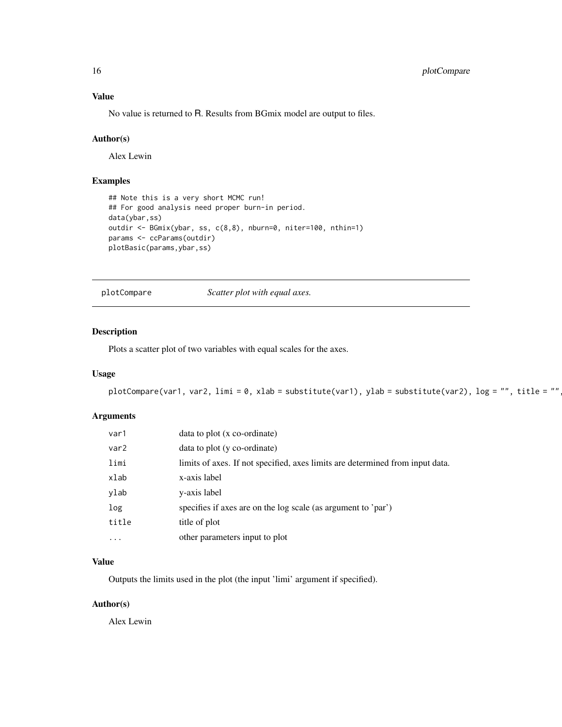## Value

No value is returned to R. Results from BGmix model are output to files.

## Author(s)

Alex Lewin

## Examples

```
## Note this is a very short MCMC run!
## For good analysis need proper burn-in period.
data(ybar,ss)
outdir <- BGmix(ybar, ss, c(8,8), nburn=0, niter=100, nthin=1)
params <- ccParams(outdir)
plotBasic(params,ybar,ss)
```

---

# plotCompare — *Scatter plot with equal axes.*

## Description

Plots a scatter plot of two variables with equal scales for the axes.

## Usage

```
plotCompare(var1, var2, limi = 0, xlab = substitute(var1), ylab = substitute(var2), log = "", title = "",
```

## Arguments

| | |
|---|---|
| var1 | data to plot (x co-ordinate) |
| var2 | data to plot (y co-ordinate) |
| limi | limits of axes. If not specified, axes limits are determined from input data. |
| xlab | x-axis label |
| ylab | y-axis label |
| log | specifies if axes are on the log scale (as argument to 'par') |
| title | title of plot |
| ... | other parameters input to plot |

## Value

Outputs the limits used in the plot (the input 'limi' argument if specified).

## Author(s)

Alex Lewin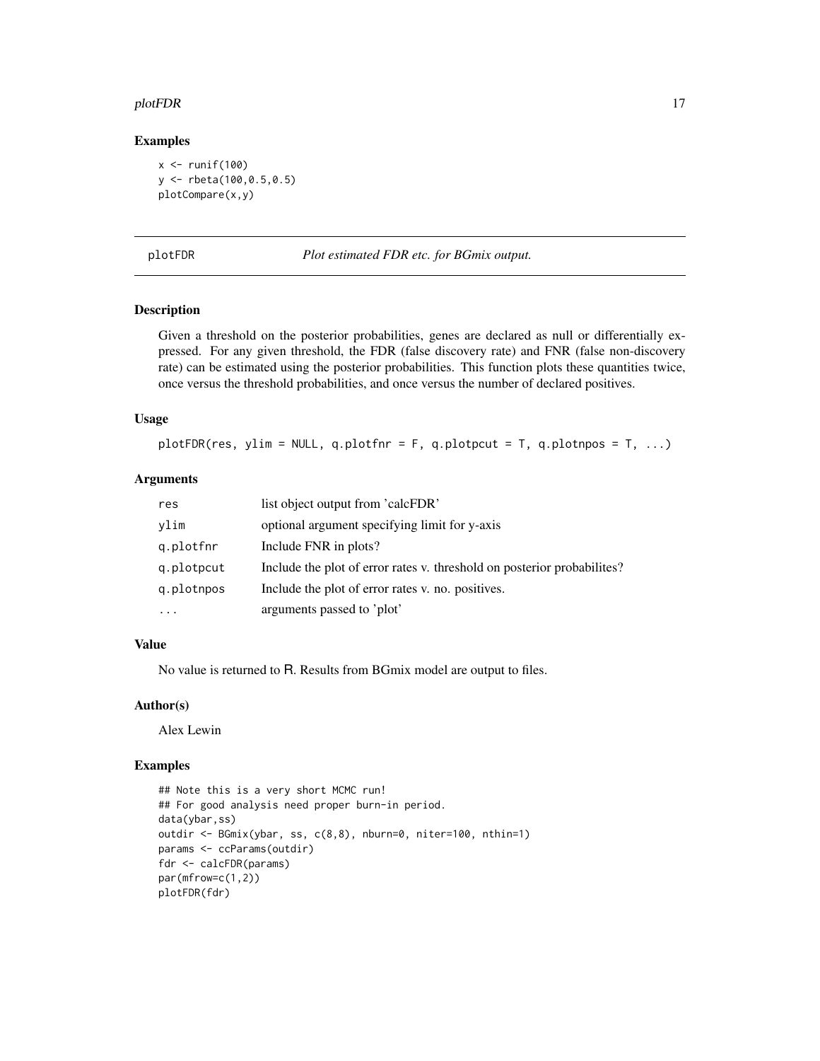### Examples

```
x <- runif(100)
y <- rbeta(100,0.5,0.5)
plotCompare(x,y)
```

---

## plotFDR    *Plot estimated FDR etc. for BGmix output.*

---

### Description

Given a threshold on the posterior probabilities, genes are declared as null or differentially expressed. For any given threshold, the FDR (false discovery rate) and FNR (false non-discovery rate) can be estimated using the posterior probabilities. This function plots these quantities twice, once versus the threshold probabilities, and once versus the number of declared positives.

### Usage

```
plotFDR(res, ylim = NULL, q.plotfnr = F, q.plotpcut = T, q.plotnpos = T, ...)
```

### Arguments

| | |
|---|---|
| `res` | list object output from 'calcFDR' |
| `ylim` | optional argument specifying limit for y-axis |
| `q.plotfnr` | Include FNR in plots? |
| `q.plotpcut` | Include the plot of error rates v. threshold on posterior probabilites? |
| `q.plotnpos` | Include the plot of error rates v. no. positives. |
| `...` | arguments passed to 'plot' |

### Value

No value is returned to R. Results from BGmix model are output to files.

### Author(s)

Alex Lewin

### Examples

```
## Note this is a very short MCMC run!
## For good analysis need proper burn-in period.
data(ybar,ss)
outdir <- BGmix(ybar, ss, c(8,8), nburn=0, niter=100, nthin=1)
params <- ccParams(outdir)
fdr <- calcFDR(params)
par(mfrow=c(1,2))
plotFDR(fdr)
```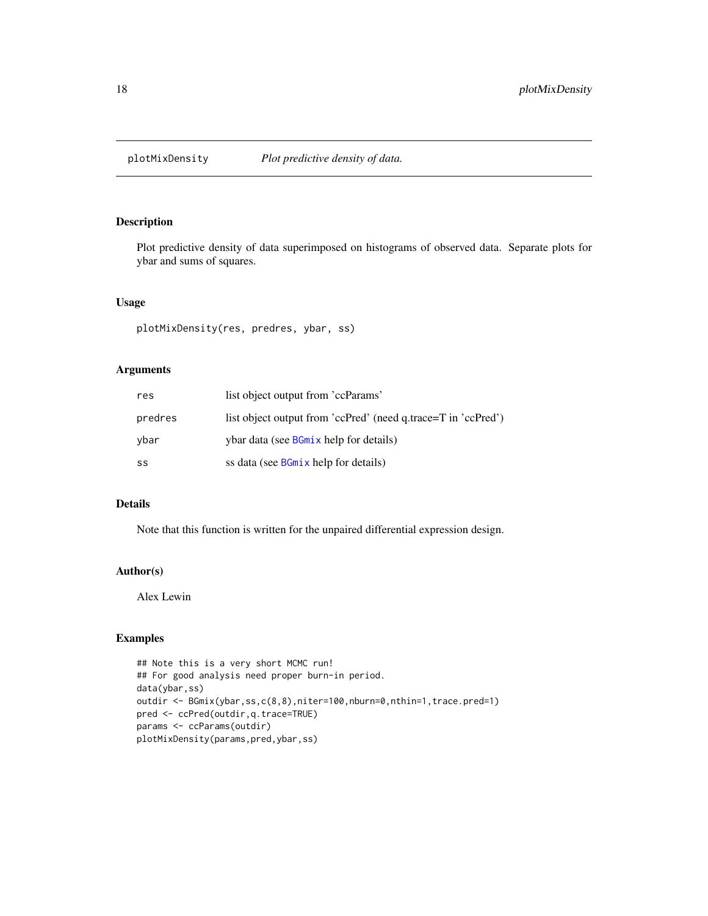## plotMixDensity    *Plot predictive density of data.*

### Description

Plot predictive density of data superimposed on histograms of observed data. Separate plots for ybar and sums of squares.

### Usage

```
plotMixDensity(res, predres, ybar, ss)
```

### Arguments

| | |
|---|---|
| `res` | list object output from 'ccParams' |
| `predres` | list object output from 'ccPred' (need q.trace=T in 'ccPred') |
| `ybar` | ybar data (see `BGmix` help for details) |
| `ss` | ss data (see `BGmix` help for details) |

### Details

Note that this function is written for the unpaired differential expression design.

### Author(s)

Alex Lewin

### Examples

```
## Note this is a very short MCMC run!
## For good analysis need proper burn-in period.
data(ybar,ss)
outdir <- BGmix(ybar,ss,c(8,8),niter=100,nburn=0,nthin=1,trace.pred=1)
pred <- ccPred(outdir,q.trace=TRUE)
params <- ccParams(outdir)
plotMixDensity(params,pred,ybar,ss)
```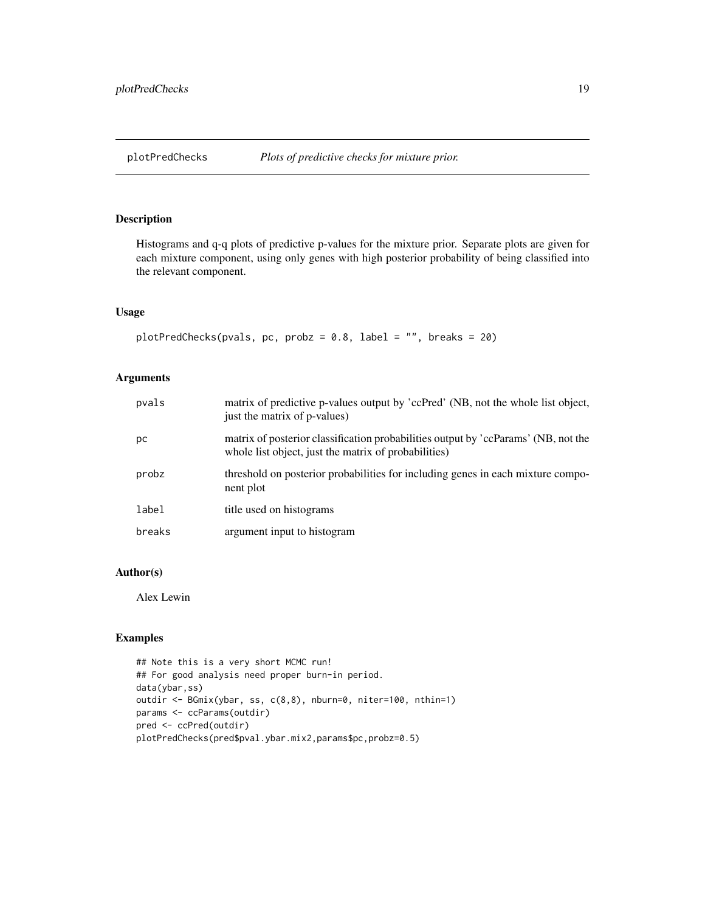## plotPredChecks    *Plots of predictive checks for mixture prior.*

### Description

Histograms and q-q plots of predictive p-values for the mixture prior. Separate plots are given for each mixture component, using only genes with high posterior probability of being classified into the relevant component.

### Usage

```
plotPredChecks(pvals, pc, probz = 0.8, label = "", breaks = 20)
```

### Arguments

| | |
|---|---|
| pvals | matrix of predictive p-values output by 'ccPred' (NB, not the whole list object, just the matrix of p-values) |
| pc | matrix of posterior classification probabilities output by 'ccParams' (NB, not the whole list object, just the matrix of probabilities) |
| probz | threshold on posterior probabilities for including genes in each mixture component plot |
| label | title used on histograms |
| breaks | argument input to histogram |

### Author(s)

Alex Lewin

### Examples

```
## Note this is a very short MCMC run!
## For good analysis need proper burn-in period.
data(ybar,ss)
outdir <- BGmix(ybar, ss, c(8,8), nburn=0, niter=100, nthin=1)
params <- ccParams(outdir)
pred <- ccPred(outdir)
plotPredChecks(pred$pval.ybar.mix2,params$pc,probz=0.5)
```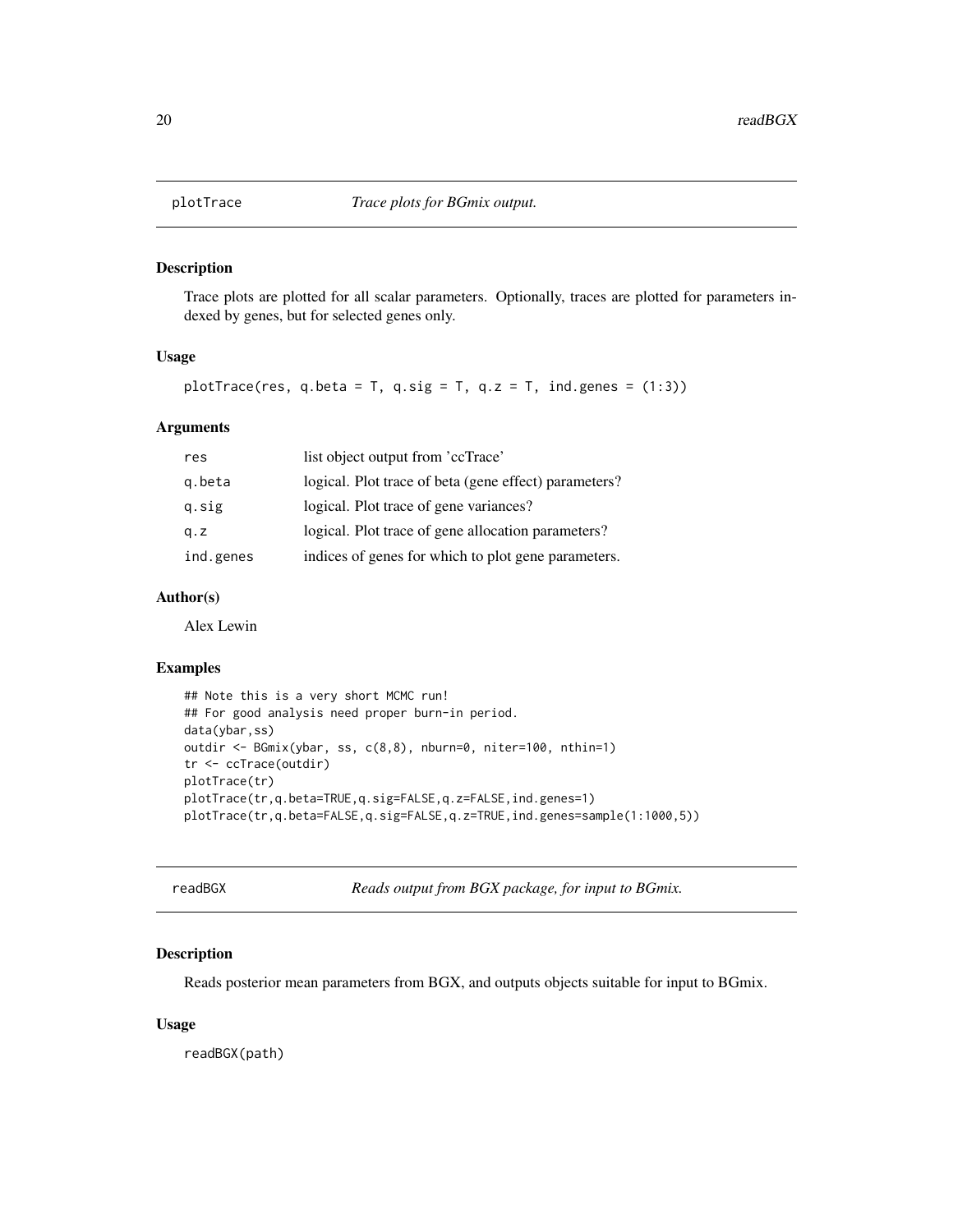## plotTrace *Trace plots for BGmix output.*

### Description

Trace plots are plotted for all scalar parameters. Optionally, traces are plotted for parameters indexed by genes, but for selected genes only.

### Usage

```
plotTrace(res, q.beta = T, q.sig = T, q.z = T, ind.genes = (1:3))
```

### Arguments

| | |
|---|---|
| res | list object output from 'ccTrace' |
| q.beta | logical. Plot trace of beta (gene effect) parameters? |
| q.sig | logical. Plot trace of gene variances? |
| q.z | logical. Plot trace of gene allocation parameters? |
| ind.genes | indices of genes for which to plot gene parameters. |

### Author(s)

Alex Lewin

### Examples

```
## Note this is a very short MCMC run!
## For good analysis need proper burn-in period.
data(ybar,ss)
outdir <- BGmix(ybar, ss, c(8,8), nburn=0, niter=100, nthin=1)
tr <- ccTrace(outdir)
plotTrace(tr)
plotTrace(tr,q.beta=TRUE,q.sig=FALSE,q.z=FALSE,ind.genes=1)
plotTrace(tr,q.beta=FALSE,q.sig=FALSE,q.z=TRUE,ind.genes=sample(1:1000,5))
```

## readBGX *Reads output from BGX package, for input to BGmix.*

### Description

Reads posterior mean parameters from BGX, and outputs objects suitable for input to BGmix.

### Usage

```
readBGX(path)
```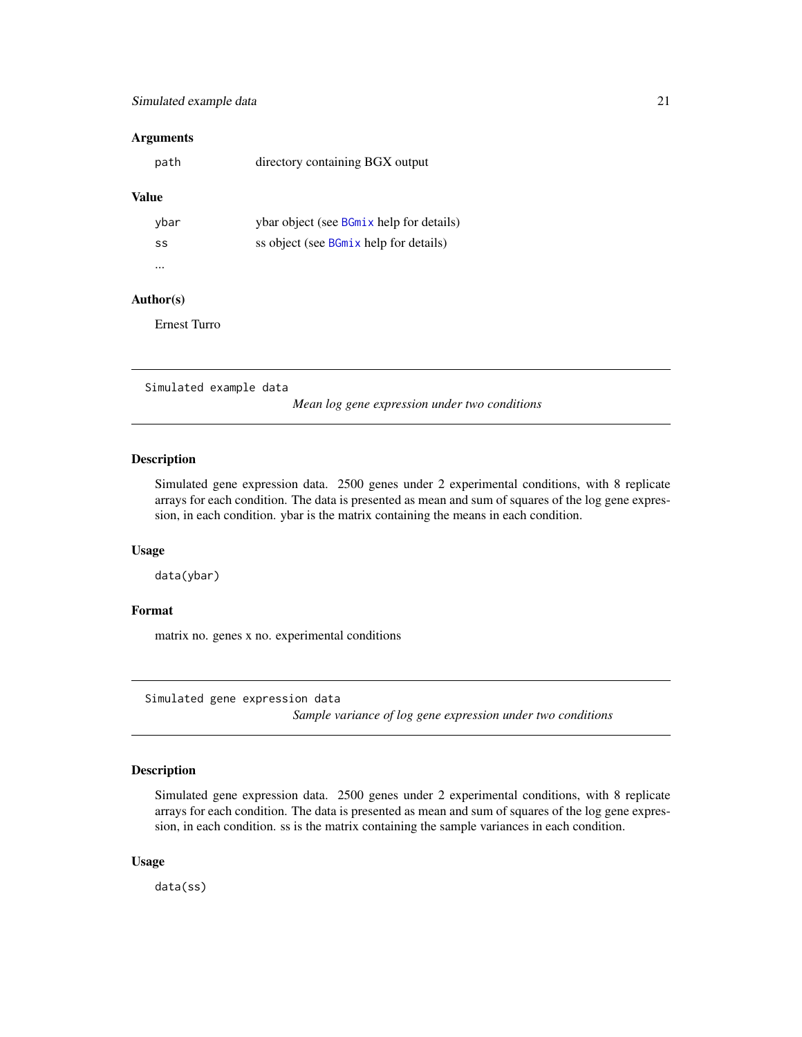### Arguments

| | |
|---|---|
| `path` | directory containing BGX output |

### Value

| | |
|---|---|
| `ybar` | ybar object (see `BGmix` help for details) |
| `ss` | ss object (see `BGmix` help for details) |
| ... | |

### Author(s)

Ernest Turro

---

## `Simulated example data` *Mean log gene expression under two conditions*

---

### Description

Simulated gene expression data. 2500 genes under 2 experimental conditions, with 8 replicate arrays for each condition. The data is presented as mean and sum of squares of the log gene expression, in each condition. ybar is the matrix containing the means in each condition.

### Usage

```
data(ybar)
```

### Format

matrix no. genes x no. experimental conditions

---

## `Simulated gene expression data` *Sample variance of log gene expression under two conditions*

---

### Description

Simulated gene expression data. 2500 genes under 2 experimental conditions, with 8 replicate arrays for each condition. The data is presented as mean and sum of squares of the log gene expression, in each condition. ss is the matrix containing the sample variances in each condition.

### Usage

```
data(ss)
```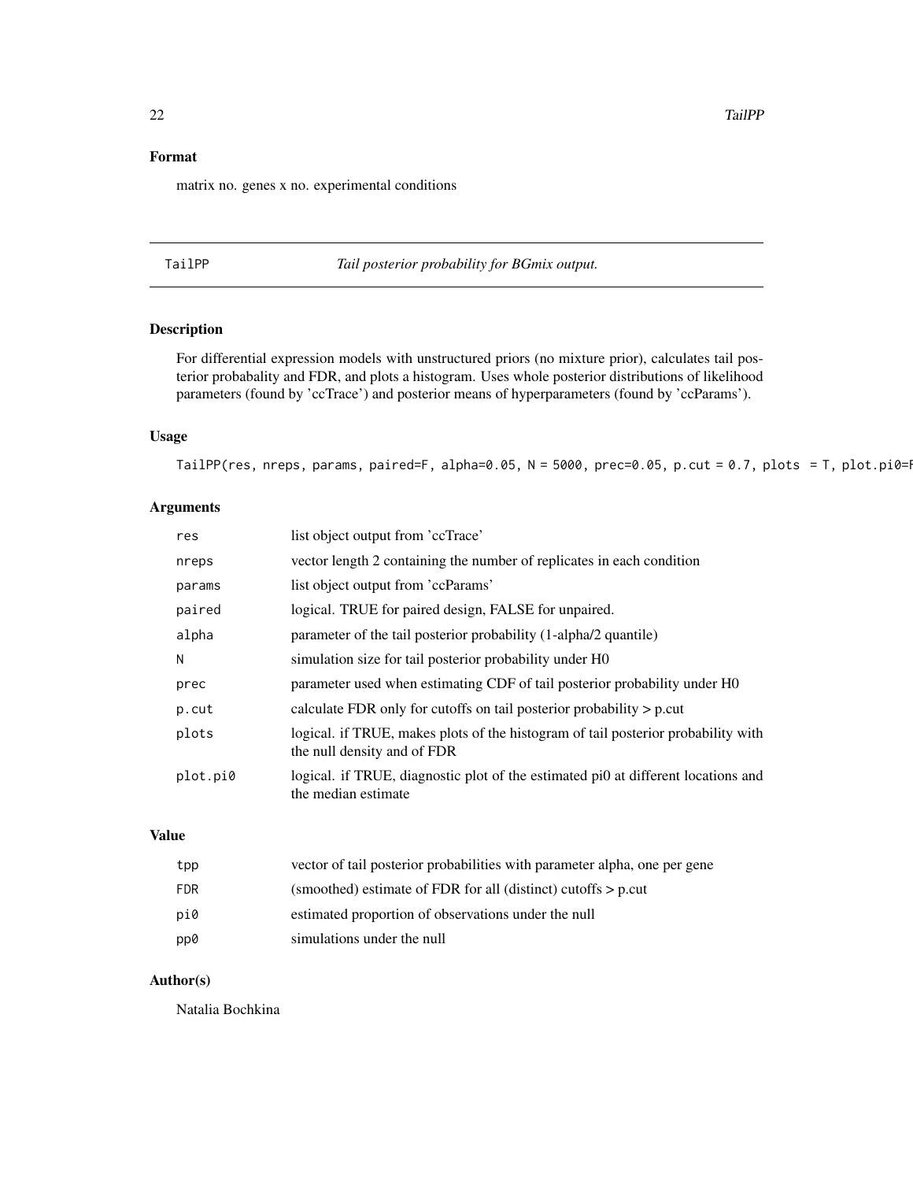## Format

matrix no. genes x no. experimental conditions

---

## TailPP — *Tail posterior probability for BGmix output.*

### Description

For differential expression models with unstructured priors (no mixture prior), calculates tail posterior probabality and FDR, and plots a histogram. Uses whole posterior distributions of likelihood parameters (found by 'ccTrace') and posterior means of hyperparameters (found by 'ccParams').

### Usage

```
TailPP(res, nreps, params, paired=F, alpha=0.05, N = 5000, prec=0.05, p.cut = 0.7, plots  = T, plot.pi0=F
```

### Arguments

| | |
|---|---|
| `res` | list object output from 'ccTrace' |
| `nreps` | vector length 2 containing the number of replicates in each condition |
| `params` | list object output from 'ccParams' |
| `paired` | logical. TRUE for paired design, FALSE for unpaired. |
| `alpha` | parameter of the tail posterior probability (1-alpha/2 quantile) |
| `N` | simulation size for tail posterior probability under H0 |
| `prec` | parameter used when estimating CDF of tail posterior probability under H0 |
| `p.cut` | calculate FDR only for cutoffs on tail posterior probability > p.cut |
| `plots` | logical. if TRUE, makes plots of the histogram of tail posterior probability with the null density and of FDR |
| `plot.pi0` | logical. if TRUE, diagnostic plot of the estimated pi0 at different locations and the median estimate |

### Value

| | |
|---|---|
| `tpp` | vector of tail posterior probabilities with parameter alpha, one per gene |
| `FDR` | (smoothed) estimate of FDR for all (distinct) cutoffs > p.cut |
| `pi0` | estimated proportion of observations under the null |
| `pp0` | simulations under the null |

### Author(s)

Natalia Bochkina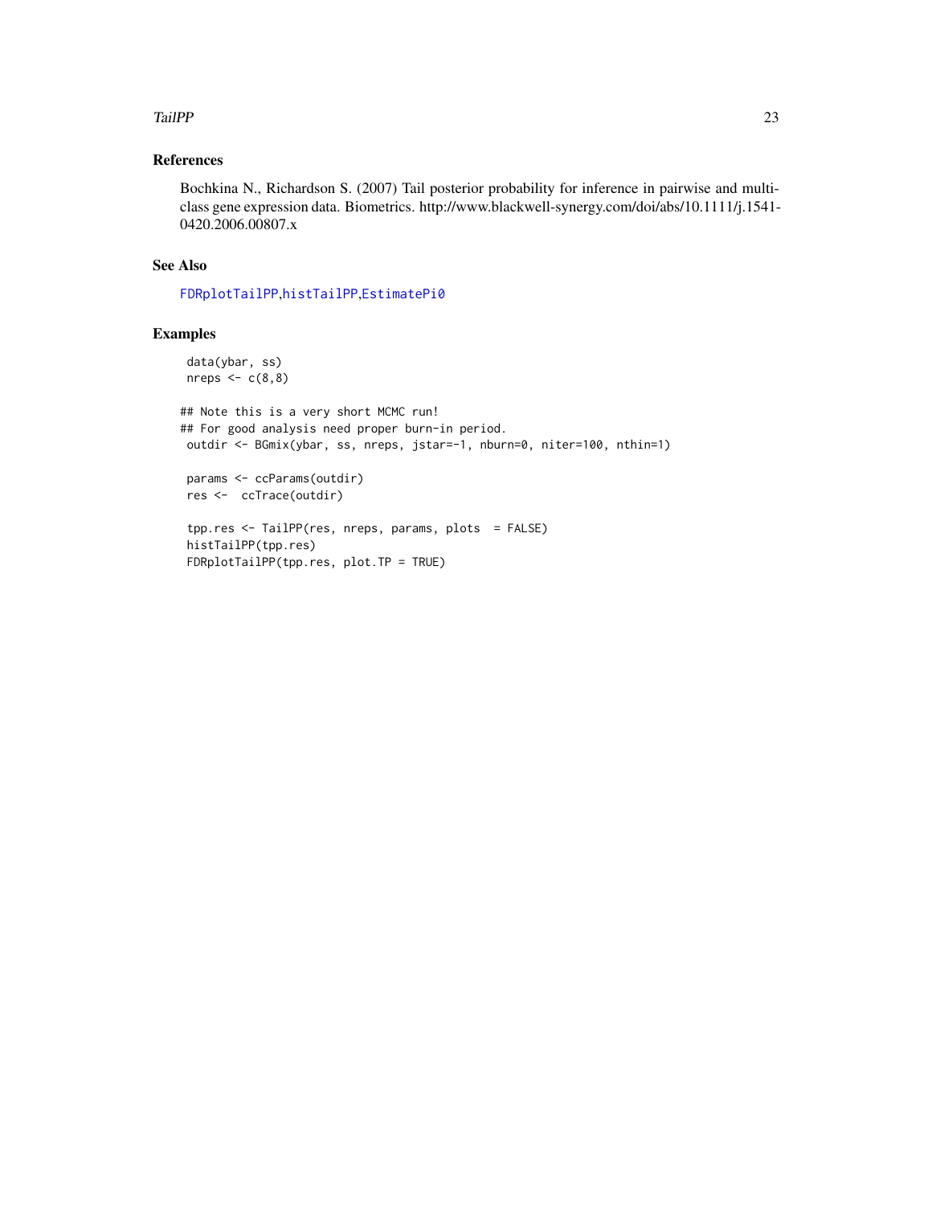## References

Bochkina N., Richardson S. (2007) Tail posterior probability for inference in pairwise and multi-class gene expression data. Biometrics. http://www.blackwell-synergy.com/doi/abs/10.1111/j.1541-0420.2006.00807.x

## See Also

FDRplotTailPP,histTailPP,EstimatePi0

## Examples

```
 data(ybar, ss)
 nreps <- c(8,8)

## Note this is a very short MCMC run!
## For good analysis need proper burn-in period.
 outdir <- BGmix(ybar, ss, nreps, jstar=-1, nburn=0, niter=100, nthin=1)

 params <- ccParams(outdir)
 res <-  ccTrace(outdir)

 tpp.res <- TailPP(res, nreps, params, plots  = FALSE)
 histTailPP(tpp.res)
 FDRplotTailPP(tpp.res, plot.TP = TRUE)
```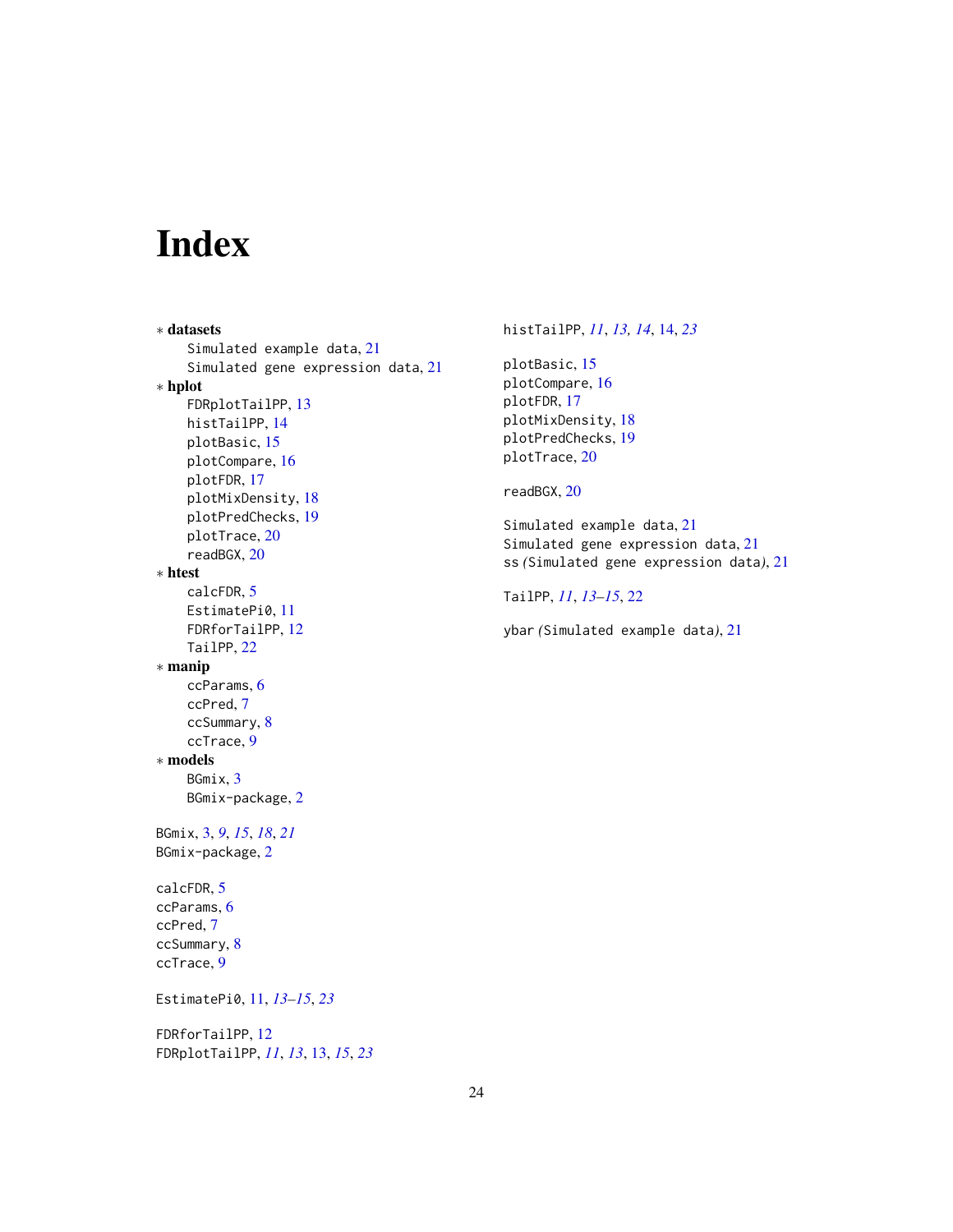# Index

∗ **datasets**
- Simulated example data, 21
- Simulated gene expression data, 21

∗ **hplot**
- FDRplotTailPP, 13
- histTailPP, 14
- plotBasic, 15
- plotCompare, 16
- plotFDR, 17
- plotMixDensity, 18
- plotPredChecks, 19
- plotTrace, 20
- readBGX, 20

∗ **htest**
- calcFDR, 5
- EstimatePi0, 11
- FDRforTailPP, 12
- TailPP, 22

∗ **manip**
- ccParams, 6
- ccPred, 7
- ccSummary, 8
- ccTrace, 9

∗ **models**
- BGmix, 3
- BGmix-package, 2

BGmix, 3, *9*, *15*, *18*, *21*
BGmix-package, 2

calcFDR, 5
ccParams, 6
ccPred, 7
ccSummary, 8
ccTrace, 9

EstimatePi0, 11, *13–15*, *23*

FDRforTailPP, 12
FDRplotTailPP, *11*, *13*, 13, *15*, *23*

histTailPP, *11*, *13, 14*, 14, *23*

plotBasic, 15
plotCompare, 16
plotFDR, 17
plotMixDensity, 18
plotPredChecks, 19
plotTrace, 20

readBGX, 20

Simulated example data, 21
Simulated gene expression data, 21
ss *(*Simulated gene expression data*)*, 21

TailPP, *11*, *13–15*, 22

ybar *(*Simulated example data*)*, 21